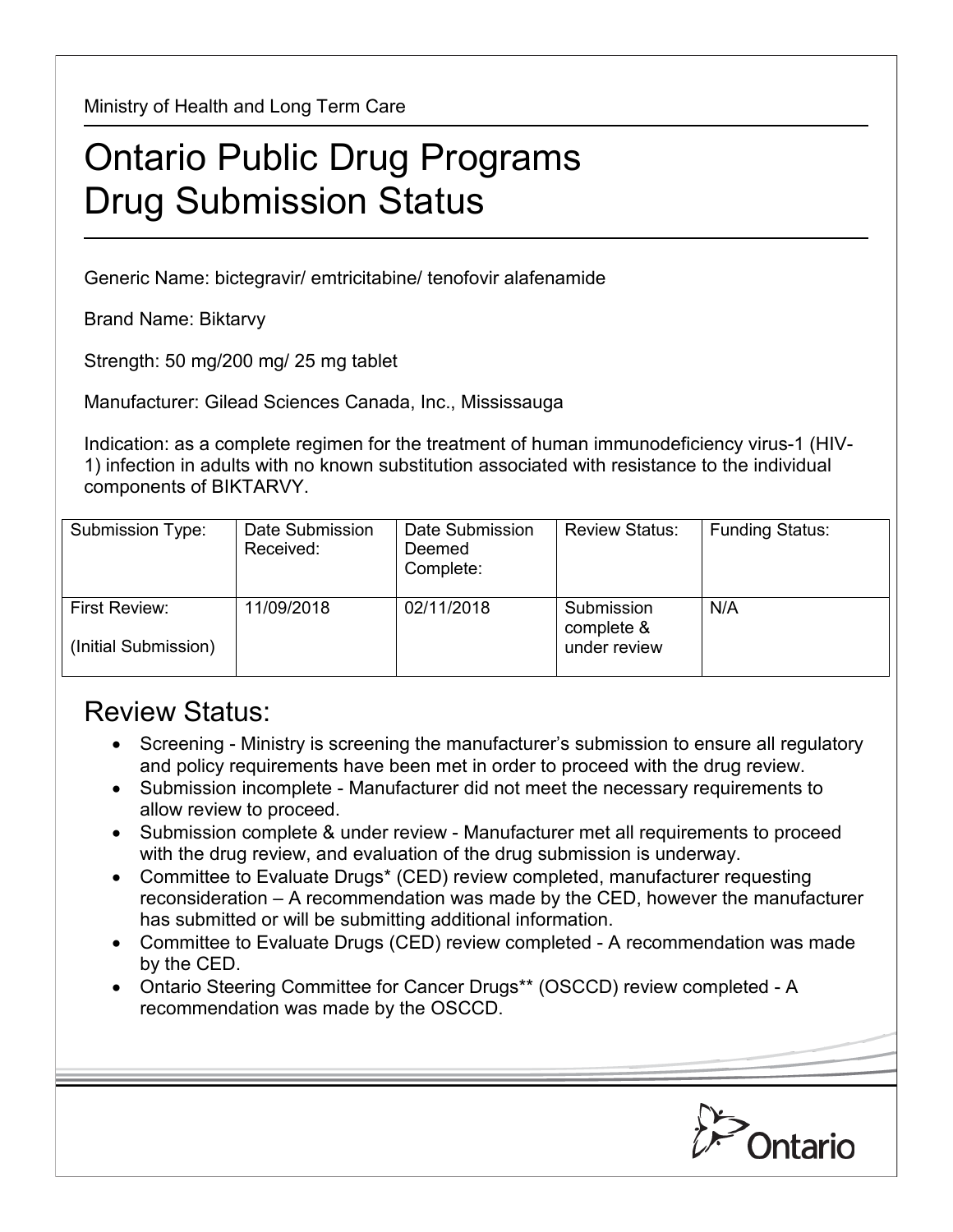Ministry of Health and Long Term Care

# Ontario Public Drug Programs
# Drug Submission Status

Generic Name: bictegravir/ emtricitabine/ tenofovir alafenamide

Brand Name: Biktarvy

Strength: 50 mg/200 mg/ 25 mg tablet

Manufacturer: Gilead Sciences Canada, Inc., Mississauga

Indication: as a complete regimen for the treatment of human immunodeficiency virus-1 (HIV-1) infection in adults with no known substitution associated with resistance to the individual components of BIKTARVY.

| Submission Type: | Date Submission Received: | Date Submission Deemed Complete: | Review Status: | Funding Status: |
|---|---|---|---|---|
| First Review: (Initial Submission) | 11/09/2018 | 02/11/2018 | Submission complete & under review | N/A |

## Review Status:

- Screening - Ministry is screening the manufacturer's submission to ensure all regulatory and policy requirements have been met in order to proceed with the drug review.
- Submission incomplete - Manufacturer did not meet the necessary requirements to allow review to proceed.
- Submission complete & under review - Manufacturer met all requirements to proceed with the drug review, and evaluation of the drug submission is underway.
- Committee to Evaluate Drugs* (CED) review completed, manufacturer requesting reconsideration – A recommendation was made by the CED, however the manufacturer has submitted or will be submitting additional information.
- Committee to Evaluate Drugs (CED) review completed - A recommendation was made by the CED.
- Ontario Steering Committee for Cancer Drugs** (OSCCD) review completed - A recommendation was made by the OSCCD.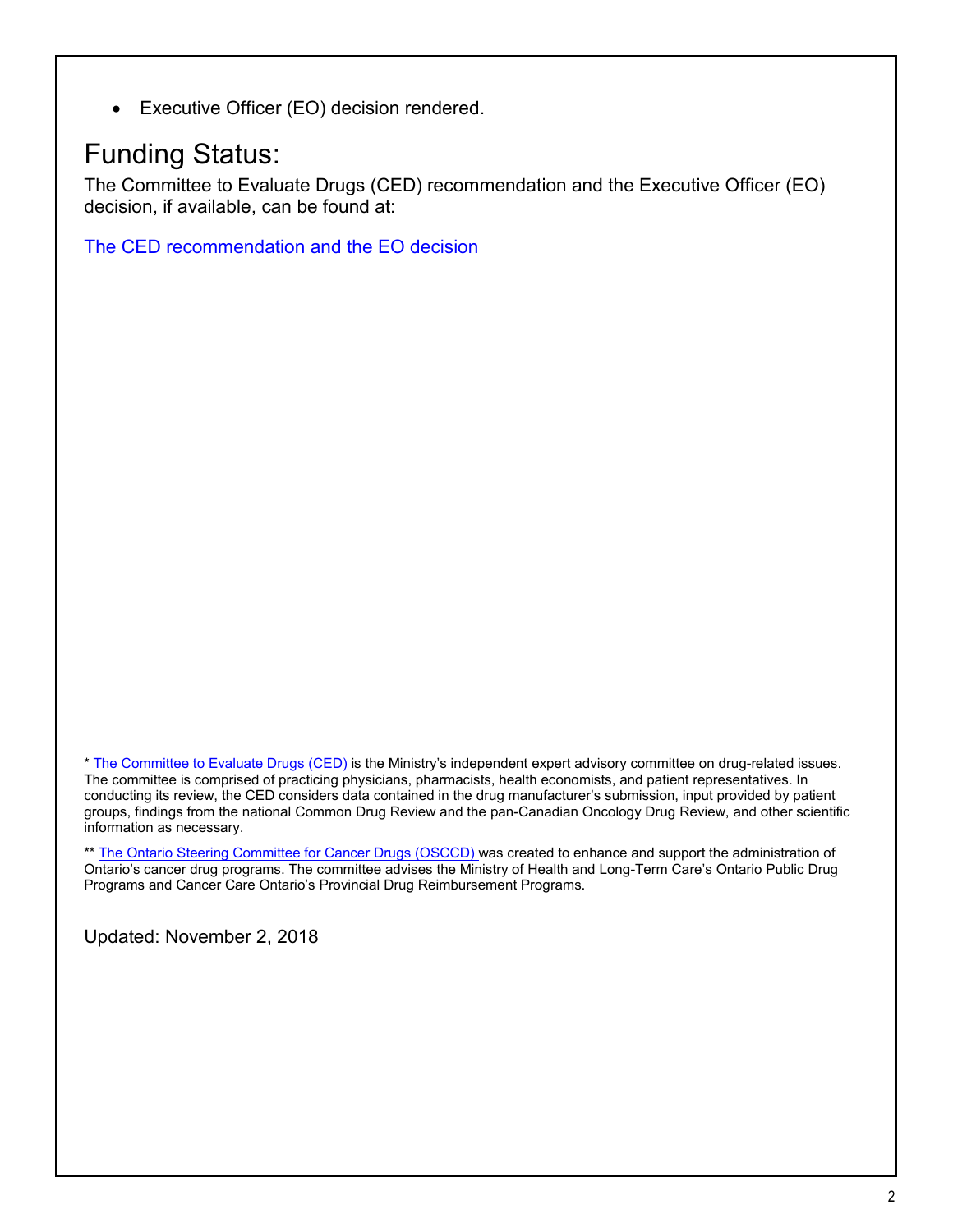- Executive Officer (EO) decision rendered.

## Funding Status:

The Committee to Evaluate Drugs (CED) recommendation and the Executive Officer (EO) decision, if available, can be found at:

The CED recommendation and the EO decision

* The Committee to Evaluate Drugs (CED) is the Ministry's independent expert advisory committee on drug-related issues. The committee is comprised of practicing physicians, pharmacists, health economists, and patient representatives. In conducting its review, the CED considers data contained in the drug manufacturer's submission, input provided by patient groups, findings from the national Common Drug Review and the pan-Canadian Oncology Drug Review, and other scientific information as necessary.

** The Ontario Steering Committee for Cancer Drugs (OSCCD) was created to enhance and support the administration of Ontario's cancer drug programs. The committee advises the Ministry of Health and Long-Term Care's Ontario Public Drug Programs and Cancer Care Ontario's Provincial Drug Reimbursement Programs.

Updated: November 2, 2018